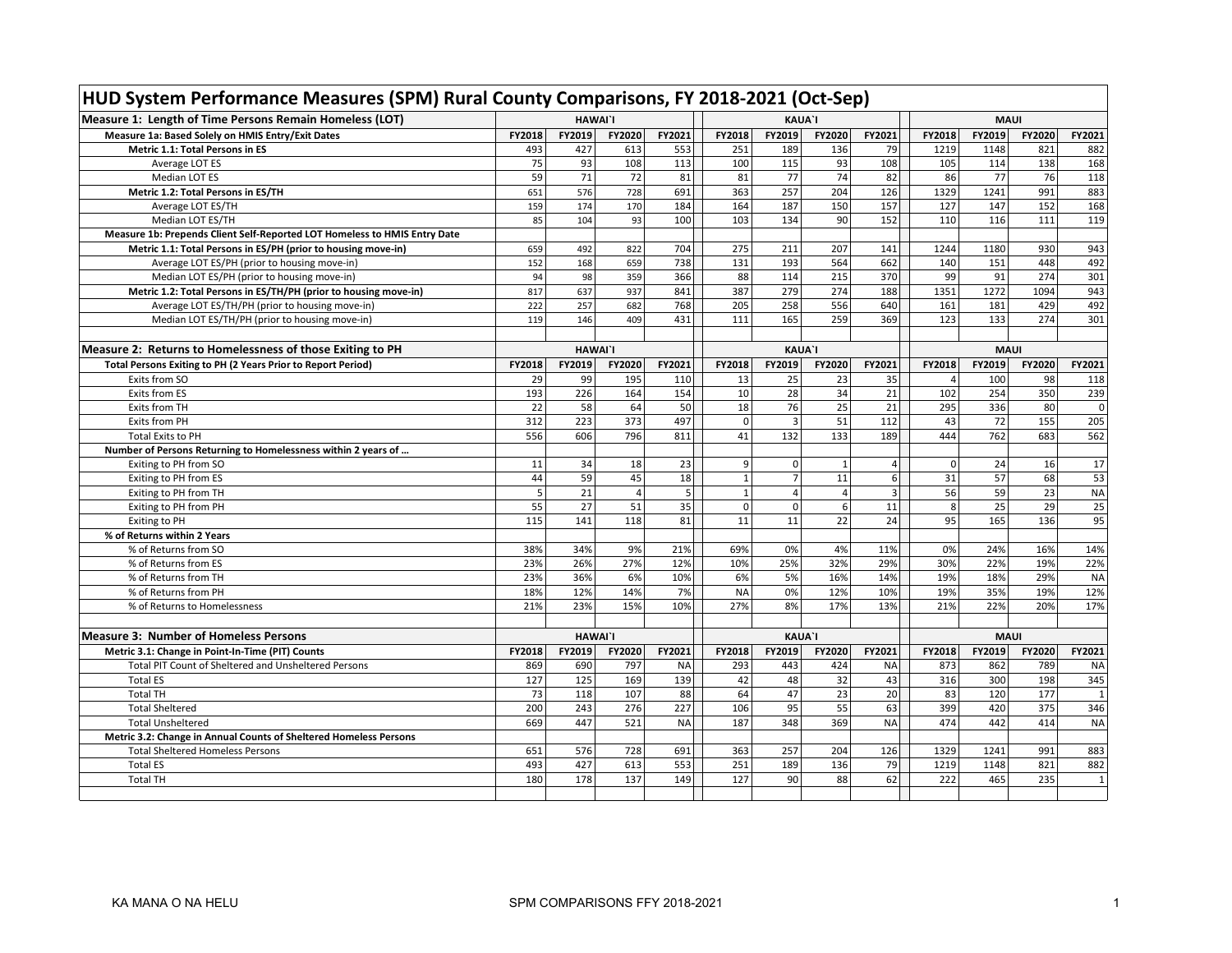# HUD System Performance Measures (SPM) Rural County Comparisons, FY 2018-2021 (Oct-Sep)

| Measure 1: Length of Time Persons Remain Homeless (LOT) | HAWAI`I | | | | KAUA`I | | | | MAUI | | | |
|---|---|---|---|---|---|---|---|---|---|---|---|---|
| **Measure 1a: Based Solely on HMIS Entry/Exit Dates** | **FY2018** | **FY2019** | **FY2020** | **FY2021** | **FY2018** | **FY2019** | **FY2020** | **FY2021** | **FY2018** | **FY2019** | **FY2020** | **FY2021** |
| **Metric 1.1: Total Persons in ES** | 493 | 427 | 613 | 553 | 251 | 189 | 136 | 79 | 1219 | 1148 | 821 | 882 |
| Average LOT ES | 75 | 93 | 108 | 113 | 100 | 115 | 93 | 108 | 105 | 114 | 138 | 168 |
| Median LOT ES | 59 | 71 | 72 | 81 | 81 | 77 | 74 | 82 | 86 | 77 | 76 | 118 |
| **Metric 1.2: Total Persons in ES/TH** | 651 | 576 | 728 | 691 | 363 | 257 | 204 | 126 | 1329 | 1241 | 991 | 883 |
| Average LOT ES/TH | 159 | 174 | 170 | 184 | 164 | 187 | 150 | 157 | 127 | 147 | 152 | 168 |
| Median LOT ES/TH | 85 | 104 | 93 | 100 | 103 | 134 | 90 | 152 | 110 | 116 | 111 | 119 |
| **Measure 1b: Prepends Client Self-Reported LOT Homeless to HMIS Entry Date** | | | | | | | | | | | | |
| **Metric 1.1: Total Persons in ES/PH (prior to housing move-in)** | 659 | 492 | 822 | 704 | 275 | 211 | 207 | 141 | 1244 | 1180 | 930 | 943 |
| Average LOT ES/PH (prior to housing move-in) | 152 | 168 | 659 | 738 | 131 | 193 | 564 | 662 | 140 | 151 | 448 | 492 |
| Median LOT ES/PH (prior to housing move-in) | 94 | 98 | 359 | 366 | 88 | 114 | 215 | 370 | 99 | 91 | 274 | 301 |
| **Metric 1.2: Total Persons in ES/TH/PH (prior to housing move-in)** | 817 | 637 | 937 | 841 | 387 | 279 | 274 | 188 | 1351 | 1272 | 1094 | 943 |
| Average LOT ES/TH/PH (prior to housing move-in) | 222 | 257 | 682 | 768 | 205 | 258 | 556 | 640 | 161 | 181 | 429 | 492 |
| Median LOT ES/TH/PH (prior to housing move-in) | 119 | 146 | 409 | 431 | 111 | 165 | 259 | 369 | 123 | 133 | 274 | 301 |

| Measure 2: Returns to Homelessness of those Exiting to PH | HAWAI`I | | | | KAUA`I | | | | MAUI | | | |
|---|---|---|---|---|---|---|---|---|---|---|---|---|
| **Total Persons Exiting to PH (2 Years Prior to Report Period)** | **FY2018** | **FY2019** | **FY2020** | **FY2021** | **FY2018** | **FY2019** | **FY2020** | **FY2021** | **FY2018** | **FY2019** | **FY2020** | **FY2021** |
| Exits from SO | 29 | 99 | 195 | 110 | 13 | 25 | 23 | 35 | 4 | 100 | 98 | 118 |
| Exits from ES | 193 | 226 | 164 | 154 | 10 | 28 | 34 | 21 | 102 | 254 | 350 | 239 |
| Exits from TH | 22 | 58 | 64 | 50 | 18 | 76 | 25 | 21 | 295 | 336 | 80 | 0 |
| Exits from PH | 312 | 223 | 373 | 497 | 0 | 3 | 51 | 112 | 43 | 72 | 155 | 205 |
| Total Exits to PH | 556 | 606 | 796 | 811 | 41 | 132 | 133 | 189 | 444 | 762 | 683 | 562 |
| **Number of Persons Returning to Homelessness within 2 years of …** | | | | | | | | | | | | |
| Exiting to PH from SO | 11 | 34 | 18 | 23 | 9 | 0 | 1 | 4 | 0 | 24 | 16 | 17 |
| Exiting to PH from ES | 44 | 59 | 45 | 18 | 1 | 7 | 11 | 6 | 31 | 57 | 68 | 53 |
| Exiting to PH from TH | 5 | 21 | 4 | 5 | 1 | 4 | 4 | 3 | 56 | 59 | 23 | NA |
| Exiting to PH from PH | 55 | 27 | 51 | 35 | 0 | 0 | 6 | 11 | 8 | 25 | 29 | 25 |
| Exiting to PH | 115 | 141 | 118 | 81 | 11 | 11 | 22 | 24 | 95 | 165 | 136 | 95 |
| **% of Returns within 2 Years** | | | | | | | | | | | | |
| % of Returns from SO | 38% | 34% | 9% | 21% | 69% | 0% | 4% | 11% | 0% | 24% | 16% | 14% |
| % of Returns from ES | 23% | 26% | 27% | 12% | 10% | 25% | 32% | 29% | 30% | 22% | 19% | 22% |
| % of Returns from TH | 23% | 36% | 6% | 10% | 6% | 5% | 16% | 14% | 19% | 18% | 29% | NA |
| % of Returns from PH | 18% | 12% | 14% | 7% | NA | 0% | 12% | 10% | 19% | 35% | 19% | 12% |
| % of Returns to Homelessness | 21% | 23% | 15% | 10% | 27% | 8% | 17% | 13% | 21% | 22% | 20% | 17% |

| Measure 3: Number of Homeless Persons | HAWAI`I | | | | KAUA`I | | | | MAUI | | | |
|---|---|---|---|---|---|---|---|---|---|---|---|---|
| **Metric 3.1: Change in Point-In-Time (PIT) Counts** | **FY2018** | **FY2019** | **FY2020** | **FY2021** | **FY2018** | **FY2019** | **FY2020** | **FY2021** | **FY2018** | **FY2019** | **FY2020** | **FY2021** |
| Total PIT Count of Sheltered and Unsheltered Persons | 869 | 690 | 797 | NA | 293 | 443 | 424 | NA | 873 | 862 | 789 | NA |
| Total ES | 127 | 125 | 169 | 139 | 42 | 48 | 32 | 43 | 316 | 300 | 198 | 345 |
| Total TH | 73 | 118 | 107 | 88 | 64 | 47 | 23 | 20 | 83 | 120 | 177 | 1 |
| Total Sheltered | 200 | 243 | 276 | 227 | 106 | 95 | 55 | 63 | 399 | 420 | 375 | 346 |
| Total Unsheltered | 669 | 447 | 521 | NA | 187 | 348 | 369 | NA | 474 | 442 | 414 | NA |
| **Metric 3.2: Change in Annual Counts of Sheltered Homeless Persons** | | | | | | | | | | | | |
| Total Sheltered Homeless Persons | 651 | 576 | 728 | 691 | 363 | 257 | 204 | 126 | 1329 | 1241 | 991 | 883 |
| Total ES | 493 | 427 | 613 | 553 | 251 | 189 | 136 | 79 | 1219 | 1148 | 821 | 882 |
| Total TH | 180 | 178 | 137 | 149 | 127 | 90 | 88 | 62 | 222 | 465 | 235 | 1 |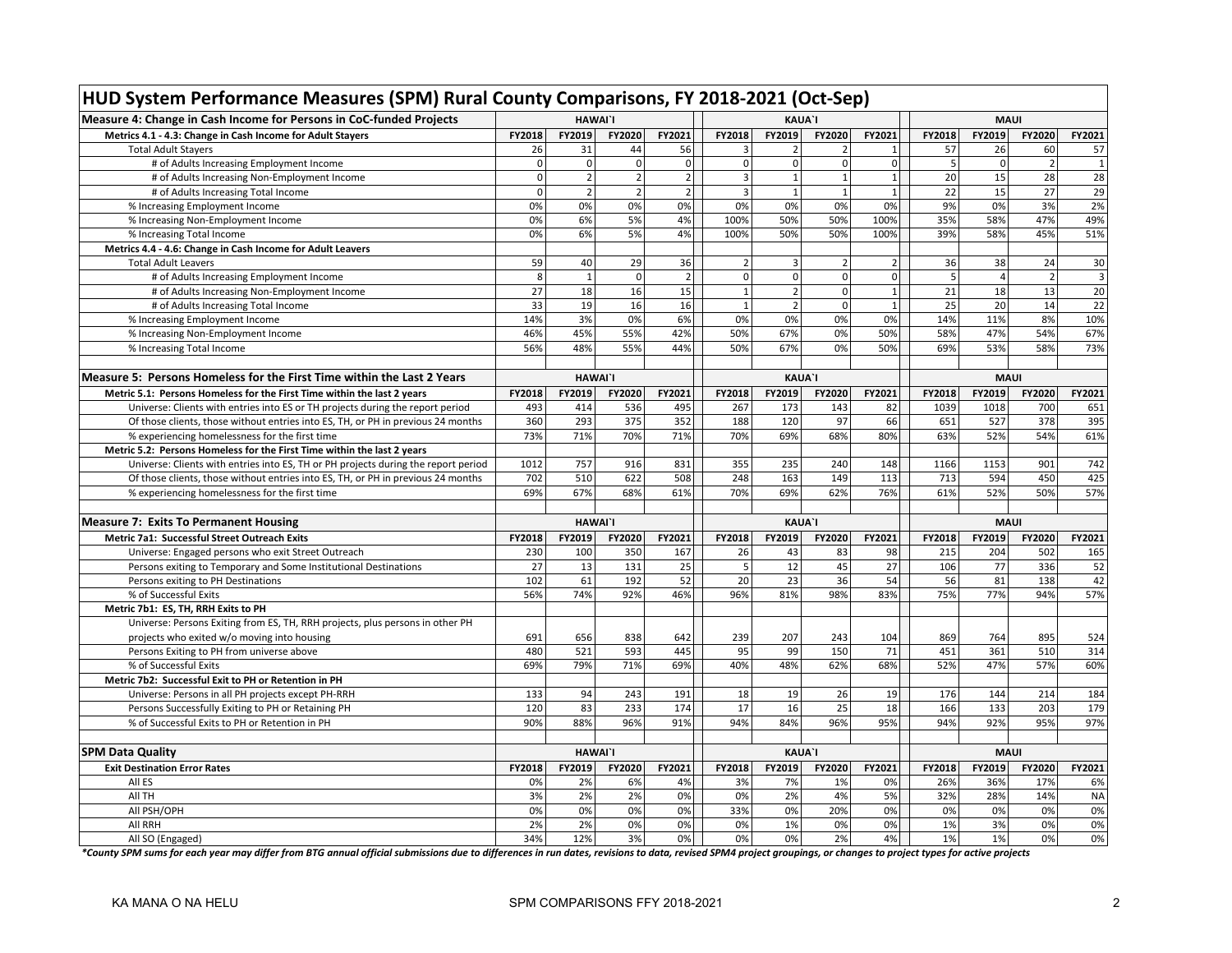# HUD System Performance Measures (SPM) Rural County Comparisons, FY 2018-2021 (Oct-Sep)

| Measure 4: Change in Cash Income for Persons in CoC-funded Projects | HAWAI`I | | | | KAUA`I | | | | MAUI | | | |
|---|---|---|---|---|---|---|---|---|---|---|---|---|
| **Metrics 4.1 - 4.3: Change in Cash Income for Adult Stayers** | **FY2018** | **FY2019** | **FY2020** | **FY2021** | **FY2018** | **FY2019** | **FY2020** | **FY2021** | **FY2018** | **FY2019** | **FY2020** | **FY2021** |
| Total Adult Stayers | 26 | 31 | 44 | 56 | 3 | 2 | 2 | 1 | 57 | 26 | 60 | 57 |
| # of Adults Increasing Employment Income | 0 | 0 | 0 | 0 | 0 | 0 | 0 | 0 | 5 | 0 | 2 | 1 |
| # of Adults Increasing Non-Employment Income | 0 | 2 | 2 | 2 | 3 | 1 | 1 | 1 | 20 | 15 | 28 | 28 |
| # of Adults Increasing Total Income | 0 | 2 | 2 | 2 | 3 | 1 | 1 | 1 | 22 | 15 | 27 | 29 |
| % Increasing Employment Income | 0% | 0% | 0% | 0% | 0% | 0% | 0% | 0% | 9% | 0% | 3% | 2% |
| % Increasing Non-Employment Income | 0% | 6% | 5% | 4% | 100% | 50% | 50% | 100% | 35% | 58% | 47% | 49% |
| % Increasing Total Income | 0% | 6% | 5% | 4% | 100% | 50% | 50% | 100% | 39% | 58% | 45% | 51% |
| **Metrics 4.4 - 4.6: Change in Cash Income for Adult Leavers** | | | | | | | | | | | | |
| Total Adult Leavers | 59 | 40 | 29 | 36 | 2 | 3 | 2 | 2 | 36 | 38 | 24 | 30 |
| # of Adults Increasing Employment Income | 8 | 1 | 0 | 2 | 0 | 0 | 0 | 0 | 5 | 4 | 2 | 3 |
| # of Adults Increasing Non-Employment Income | 27 | 18 | 16 | 15 | 1 | 2 | 0 | 1 | 21 | 18 | 13 | 20 |
| # of Adults Increasing Total Income | 33 | 19 | 16 | 16 | 1 | 2 | 0 | 1 | 25 | 20 | 14 | 22 |
| % Increasing Employment Income | 14% | 3% | 0% | 6% | 0% | 0% | 0% | 0% | 14% | 11% | 8% | 10% |
| % Increasing Non-Employment Income | 46% | 45% | 55% | 42% | 50% | 67% | 0% | 50% | 58% | 47% | 54% | 67% |
| % Increasing Total Income | 56% | 48% | 55% | 44% | 50% | 67% | 0% | 50% | 69% | 53% | 58% | 73% |

| Measure 5: Persons Homeless for the First Time within the Last 2 Years | HAWAI`I | | | | KAUA`I | | | | MAUI | | | |
|---|---|---|---|---|---|---|---|---|---|---|---|---|
| **Metric 5.1: Persons Homeless for the First Time within the last 2 years** | **FY2018** | **FY2019** | **FY2020** | **FY2021** | **FY2018** | **FY2019** | **FY2020** | **FY2021** | **FY2018** | **FY2019** | **FY2020** | **FY2021** |
| Universe: Clients with entries into ES or TH projects during the report period | 493 | 414 | 536 | 495 | 267 | 173 | 143 | 82 | 1039 | 1018 | 700 | 651 |
| Of those clients, those without entries into ES, TH, or PH in previous 24 months | 360 | 293 | 375 | 352 | 188 | 120 | 97 | 66 | 651 | 527 | 378 | 395 |
| % experiencing homelessness for the first time | 73% | 71% | 70% | 71% | 70% | 69% | 68% | 80% | 63% | 52% | 54% | 61% |
| **Metric 5.2: Persons Homeless for the First Time within the last 2 years** | | | | | | | | | | | | |
| Universe: Clients with entries into ES, TH or PH projects during the report period | 1012 | 757 | 916 | 831 | 355 | 235 | 240 | 148 | 1166 | 1153 | 901 | 742 |
| Of those clients, those without entries into ES, TH, or PH in previous 24 months | 702 | 510 | 622 | 508 | 248 | 163 | 149 | 113 | 713 | 594 | 450 | 425 |
| % experiencing homelessness for the first time | 69% | 67% | 68% | 61% | 70% | 69% | 62% | 76% | 61% | 52% | 50% | 57% |

| Measure 7: Exits To Permanent Housing | HAWAI`I | | | | KAUA`I | | | | MAUI | | | |
|---|---|---|---|---|---|---|---|---|---|---|---|---|
| **Metric 7a1: Successful Street Outreach Exits** | **FY2018** | **FY2019** | **FY2020** | **FY2021** | **FY2018** | **FY2019** | **FY2020** | **FY2021** | **FY2018** | **FY2019** | **FY2020** | **FY2021** |
| Universe: Engaged persons who exit Street Outreach | 230 | 100 | 350 | 167 | 26 | 43 | 83 | 98 | 215 | 204 | 502 | 165 |
| Persons exiting to Temporary and Some Institutional Destinations | 27 | 13 | 131 | 25 | 5 | 12 | 45 | 27 | 106 | 77 | 336 | 52 |
| Persons exiting to PH Destinations | 102 | 61 | 192 | 52 | 20 | 23 | 36 | 54 | 56 | 81 | 138 | 42 |
| % of Successful Exits | 56% | 74% | 92% | 46% | 96% | 81% | 98% | 83% | 75% | 77% | 94% | 57% |
| **Metric 7b1: ES, TH, RRH Exits to PH** | | | | | | | | | | | | |
| Universe: Persons Exiting from ES, TH, RRH projects, plus persons in other PH projects who exited w/o moving into housing | 691 | 656 | 838 | 642 | 239 | 207 | 243 | 104 | 869 | 764 | 895 | 524 |
| Persons Exiting to PH from universe above | 480 | 521 | 593 | 445 | 95 | 99 | 150 | 71 | 451 | 361 | 510 | 314 |
| % of Successful Exits | 69% | 79% | 71% | 69% | 40% | 48% | 62% | 68% | 52% | 47% | 57% | 60% |
| **Metric 7b2: Successful Exit to PH or Retention in PH** | | | | | | | | | | | | |
| Universe: Persons in all PH projects except PH-RRH | 133 | 94 | 243 | 191 | 18 | 19 | 26 | 19 | 176 | 144 | 214 | 184 |
| Persons Successfully Exiting to PH or Retaining PH | 120 | 83 | 233 | 174 | 17 | 16 | 25 | 18 | 166 | 133 | 203 | 179 |
| % of Successful Exits to PH or Retention in PH | 90% | 88% | 96% | 91% | 94% | 84% | 96% | 95% | 94% | 92% | 95% | 97% |

| SPM Data Quality | HAWAI`I | | | | KAUA`I | | | | MAUI | | | |
|---|---|---|---|---|---|---|---|---|---|---|---|---|
| **Exit Destination Error Rates** | **FY2018** | **FY2019** | **FY2020** | **FY2021** | **FY2018** | **FY2019** | **FY2020** | **FY2021** | **FY2018** | **FY2019** | **FY2020** | **FY2021** |
| All ES | 0% | 2% | 6% | 4% | 3% | 7% | 1% | 0% | 26% | 36% | 17% | 6% |
| All TH | 3% | 2% | 2% | 0% | 0% | 2% | 4% | 5% | 32% | 28% | 14% | NA |
| All PSH/OPH | 0% | 0% | 0% | 0% | 33% | 0% | 20% | 0% | 0% | 0% | 0% | 0% |
| All RRH | 2% | 2% | 0% | 0% | 0% | 1% | 0% | 0% | 1% | 3% | 0% | 0% |
| All SO (Engaged) | 34% | 12% | 3% | 0% | 0% | 0% | 2% | 4% | 1% | 1% | 0% | 0% |

***County SPM sums for each year may differ from BTG annual official submissions due to differences in run dates, revisions to data, revised SPM4 project groupings, or changes to project types for active projects***